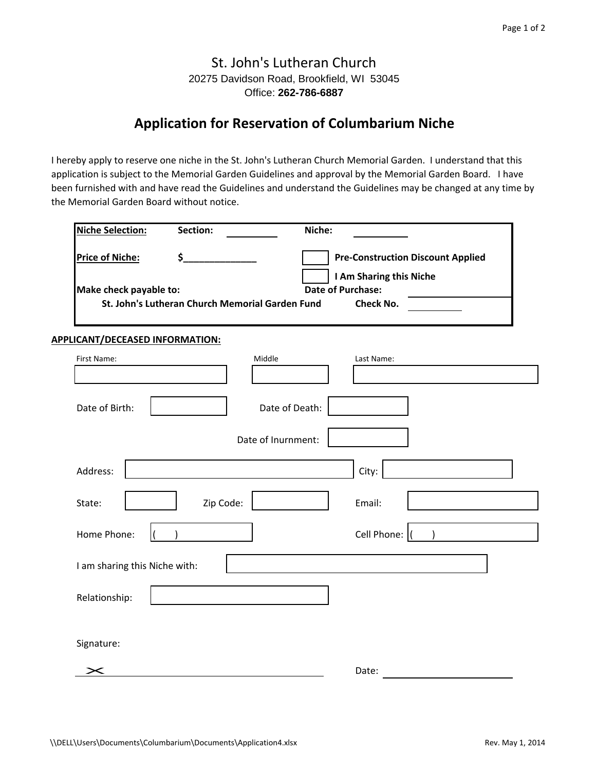St. John's Lutheran Church
20275 Davidson Road, Brookfield, WI 53045
Office: **262-786-6887**

# Application for Reservation of Columbarium Niche

I hereby apply to reserve one niche in the St. John's Lutheran Church Memorial Garden. I understand that this application is subject to the Memorial Garden Guidelines and approval by the Memorial Garden Board. I have been furnished with and have read the Guidelines and understand the Guidelines may be changed at any time by the Memorial Garden Board without notice.

**Niche Selection:** **Section:** ________ **Niche:** ________

**Price of Niche:** **$______________** ☐ **Pre-Construction Discount Applied**

☐ **I Am Sharing this Niche**

**Make check payable to:** **Date of Purchase:** ________

**St. John's Lutheran Church Memorial Garden Fund** **Check No.** ________

**APPLICANT/DECEASED INFORMATION:**

First Name: ________ Middle ________ Last Name: ________

Date of Birth: ________ Date of Death: ________

Date of Inurnment: ________

Address: ________ City: ________

State: ________ Zip Code: ________ Email: ________

Home Phone: (   ) ________ Cell Phone: (   ) ________

I am sharing this Niche with: ________

Relationship: ________

Signature:

X ______________________________ Date: ________

\\DELL\Users\Documents\Columbarium\Documents\Application4.xlsx

Rev. May 1, 2014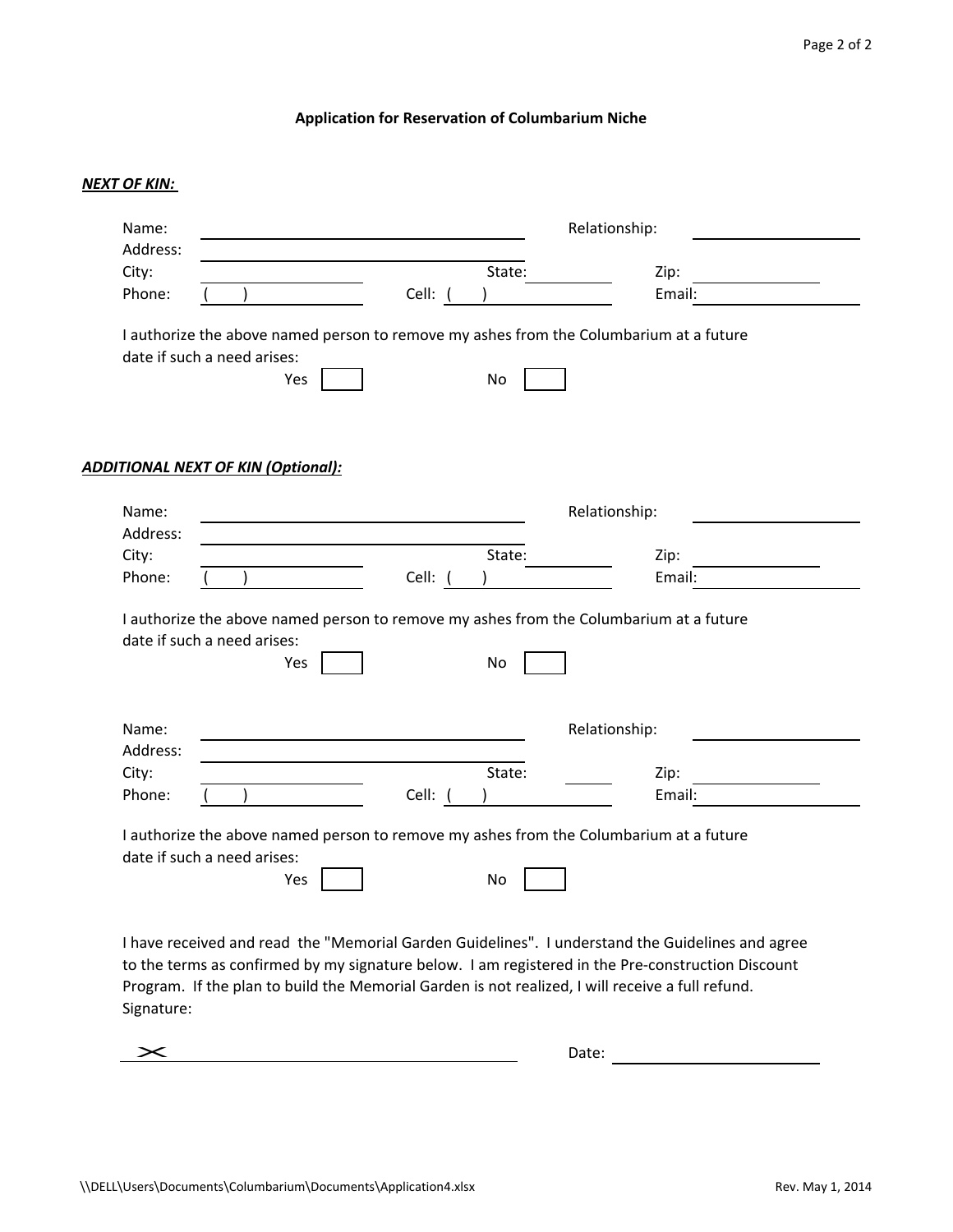**Application for Reservation of Columbarium Niche**

***NEXT OF KIN:***

Name: ______________________________ Relationship: ______________
Address: ______________________________
City: ______________ State: ________ Zip: __________
Phone: (    ) ______________ Cell: (    ) ______________ Email: ______________

I authorize the above named person to remove my ashes from the Columbarium at a future date if such a need arises:

Yes ☐ No ☐

***ADDITIONAL NEXT OF KIN (Optional):***

Name: ______________________________ Relationship: ______________
Address: ______________________________
City: ______________ State: ________ Zip: __________
Phone: (    ) ______________ Cell: (    ) ______________ Email: ______________

I authorize the above named person to remove my ashes from the Columbarium at a future date if such a need arises:

Yes ☐ No ☐

Name: ______________________________ Relationship: ______________
Address: ______________________________
City: ______________ State: ________ Zip: __________
Phone: (    ) ______________ Cell: (    ) ______________ Email: ______________

I authorize the above named person to remove my ashes from the Columbarium at a future date if such a need arises:

Yes ☐ No ☐

I have received and read the "Memorial Garden Guidelines". I understand the Guidelines and agree to the terms as confirmed by my signature below. I am registered in the Pre-construction Discount Program. If the plan to build the Memorial Garden is not realized, I will receive a full refund.

Signature:

✂ ______________________________ Date: ______________

\\DELL\Users\Documents\Columbarium\Documents\Application4.xlsx

Rev. May 1, 2014